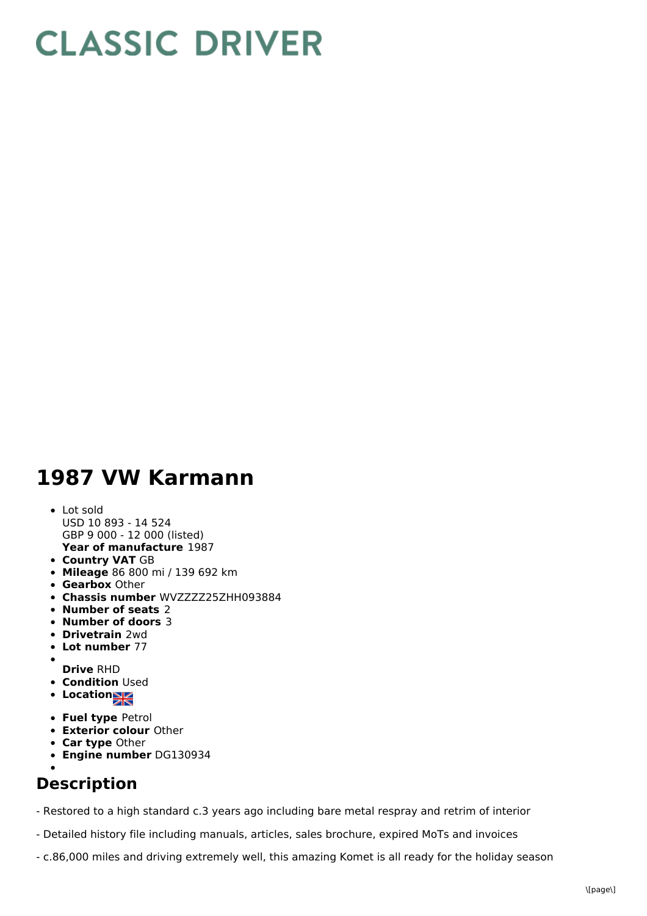# CLASSIC DRIVER

# 1987 VW Karmann

- Lot sold
  USD 10 893 - 14 524
  GBP 9 000 - 12 000 (listed)
  **Year of manufacture** 1987
- **Country VAT** GB
- **Mileage** 86 800 mi / 139 692 km
- **Gearbox** Other
- **Chassis number** WVZZZZ25ZHH093884
- **Number of seats** 2
- **Number of doors** 3
- **Drivetrain** 2wd
- **Lot number** 77
- **Drive** RHD
- **Condition** Used
- **Location**
- **Fuel type** Petrol
- **Exterior colour** Other
- **Car type** Other
- **Engine number** DG130934

## Description

- Restored to a high standard c.3 years ago including bare metal respray and retrim of interior

- Detailed history file including manuals, articles, sales brochure, expired MoTs and invoices

- c.86,000 miles and driving extremely well, this amazing Komet is all ready for the holiday season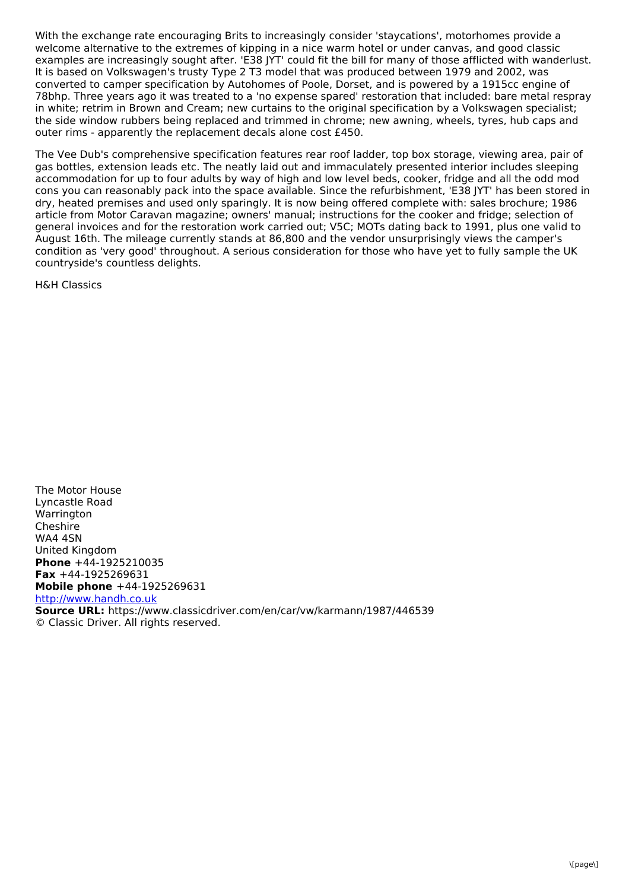With the exchange rate encouraging Brits to increasingly consider 'staycations', motorhomes provide a welcome alternative to the extremes of kipping in a nice warm hotel or under canvas, and good classic examples are increasingly sought after. 'E38 JYT' could fit the bill for many of those afflicted with wanderlust. It is based on Volkswagen's trusty Type 2 T3 model that was produced between 1979 and 2002, was converted to camper specification by Autohomes of Poole, Dorset, and is powered by a 1915cc engine of 78bhp. Three years ago it was treated to a 'no expense spared' restoration that included: bare metal respray in white; retrim in Brown and Cream; new curtains to the original specification by a Volkswagen specialist; the side window rubbers being replaced and trimmed in chrome; new awning, wheels, tyres, hub caps and outer rims - apparently the replacement decals alone cost £450.

The Vee Dub's comprehensive specification features rear roof ladder, top box storage, viewing area, pair of gas bottles, extension leads etc. The neatly laid out and immaculately presented interior includes sleeping accommodation for up to four adults by way of high and low level beds, cooker, fridge and all the odd mod cons you can reasonably pack into the space available. Since the refurbishment, 'E38 JYT' has been stored in dry, heated premises and used only sparingly. It is now being offered complete with: sales brochure; 1986 article from Motor Caravan magazine; owners' manual; instructions for the cooker and fridge; selection of general invoices and for the restoration work carried out; V5C; MOTs dating back to 1991, plus one valid to August 16th. The mileage currently stands at 86,800 and the vendor unsurprisingly views the camper's condition as 'very good' throughout. A serious consideration for those who have yet to fully sample the UK countryside's countless delights.

H&H Classics

The Motor House
Lyncastle Road
Warrington
Cheshire
WA4 4SN
United Kingdom
**Phone** +44-1925210035
**Fax** +44-1925269631
**Mobile phone** +44-1925269631
[http://www.handh.co.uk](http://www.handh.co.uk)
**Source URL:** https://www.classicdriver.com/en/car/vw/karmann/1987/446539
© Classic Driver. All rights reserved.